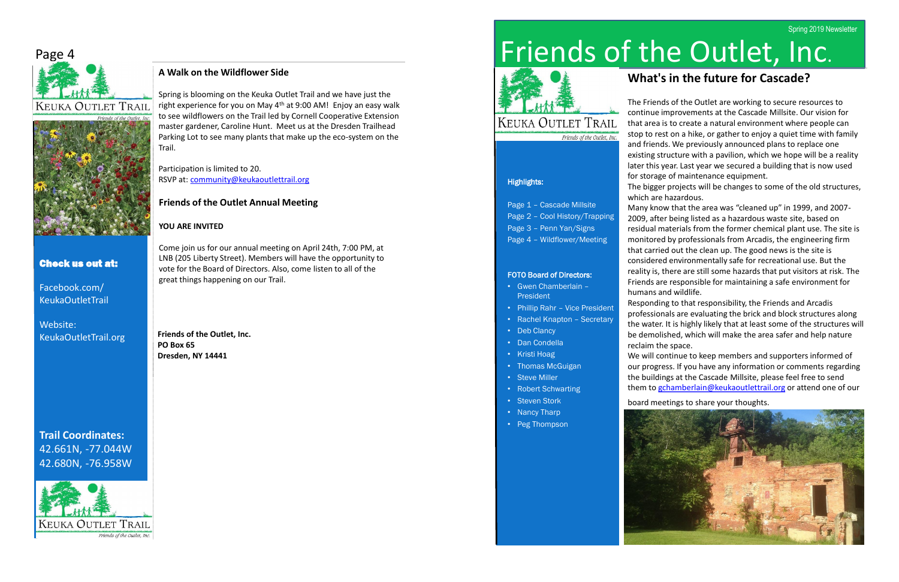## A Walk on the Wildflower Side

Spring is blooming on the Keuka Outlet Trail and we have just the right experience for you on May 4th at 9:00 AM! Enjoy an easy walk to see wildflowers on the Trail led by Cornell Cooperative Extension master gardener, Caroline Hunt. Meet us at the Dresden Trailhead Parking Lot to see many plants that make up the eco-system on the Trail.

Participation is limited to 20.
RSVP at: community@keukaoutlettrail.org

## Friends of the Outlet Annual Meeting

**YOU ARE INVITED**

Come join us for our annual meeting on April 24th, 7:00 PM, at LNB (205 Liberty Street). Members will have the opportunity to vote for the Board of Directors. Also, come listen to all of the great things happening on our Trail.

**Friends of the Outlet, Inc.**
**PO Box 65**
**Dresden, NY 14441**

**Check us out at:**

Facebook.com/KeukaOutletTrail

Website: KeukaOutletTrail.org

**Trail Coordinates:**
42.661N, -77.044W
42.680N, -76.958W

KEUKA OUTLET TRAIL
*Friends of the Outlet, Inc.*

Spring 2019 Newsletter

# Friends of the Outlet, Inc.

KEUKA OUTLET TRAIL
*Friends of the Outlet, Inc.*

**Highlights:**

Page 1 – Cascade Millsite
Page 2 – Cool History/Trapping
Page 3 – Penn Yan/Signs
Page 4 – Wildflower/Meeting

**FOTO Board of Directors:**

- Gwen Chamberlain – President
- Phillip Rahr – Vice President
- Rachel Knapton – Secretary
- Deb Clancy
- Dan Condella
- Kristi Hoag
- Thomas McGuigan
- Steve Miller
- Robert Schwarting
- Steven Stork
- Nancy Tharp
- Peg Thompson

## What's in the future for Cascade?

The Friends of the Outlet are working to secure resources to continue improvements at the Cascade Millsite. Our vision for that area is to create a natural environment where people can stop to rest on a hike, or gather to enjoy a quiet time with family and friends. We previously announced plans to replace one existing structure with a pavilion, which we hope will be a reality later this year. Last year we secured a building that is now used for storage of maintenance equipment.
The bigger projects will be changes to some of the old structures, which are hazardous.
Many know that the area was "cleaned up" in 1999, and 2007-2009, after being listed as a hazardous waste site, based on residual materials from the former chemical plant use. The site is monitored by professionals from Arcadis, the engineering firm that carried out the clean up. The good news is the site is considered environmentally safe for recreational use. But the reality is, there are still some hazards that put visitors at risk. The Friends are responsible for maintaining a safe environment for humans and wildlife.
Responding to that responsibility, the Friends and Arcadis professionals are evaluating the brick and block structures along the water. It is highly likely that at least some of the structures will be demolished, which will make the area safer and help nature reclaim the space.
We will continue to keep members and supporters informed of our progress. If you have any information or comments regarding the buildings at the Cascade Millsite, please feel free to send them to gchamberlain@keukaoutlettrail.org or attend one of our board meetings to share your thoughts.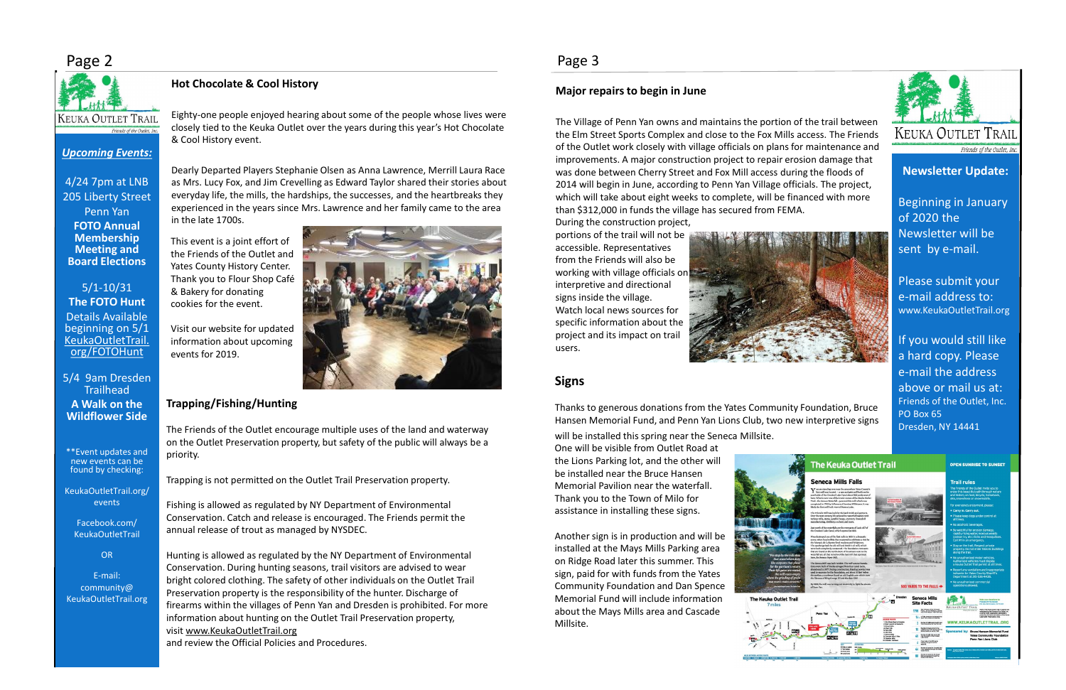## Page 2

KEUKA OUTLET TRAIL
*Friends of the Outlet, Inc.*

***Upcoming Events:***

4/24 7pm at LNB
205 Liberty Street
Penn Yan
**FOTO Annual Membership Meeting and Board Elections**

5/1-10/31
**The FOTO Hunt**
Details Available beginning on 5/1
KeukaOutletTrail.org/FOTOHunt

5/4 9am Dresden Trailhead
**A Walk on the Wildflower Side**

**Event updates and new events can be found by checking:

KeukaOutletTrail.org/events

Facebook.com/KeukaOutletTrail

OR

E-mail: community@KeukaOutletTrail.org

### Hot Chocolate & Cool History

Eighty-one people enjoyed hearing about some of the people whose lives were closely tied to the Keuka Outlet over the years during this year's Hot Chocolate & Cool History event.

Dearly Departed Players Stephanie Olsen as Anna Lawrence, Merrill Laura Race as Mrs. Lucy Fox, and Jim Crevelling as Edward Taylor shared their stories about everyday life, the mills, the hardships, the successes, and the heartbreaks they experienced in the years since Mrs. Lawrence and her family came to the area in the late 1700s.

This event is a joint effort of the Friends of the Outlet and Yates County History Center. Thank you to Flour Shop Café & Bakery for donating cookies for the event.

Visit our website for updated information about upcoming events for 2019.

### Trapping/Fishing/Hunting

The Friends of the Outlet encourage multiple uses of the land and waterway on the Outlet Preservation property, but safety of the public will always be a priority.

Trapping is not permitted on the Outlet Trail Preservation property.

Fishing is allowed as regulated by NY Department of Environmental Conservation. Catch and release is encouraged. The Friends permit the annual release of trout as managed by NYSDEC.

Hunting is allowed as regulated by the NY Department of Environmental Conservation. During hunting seasons, trail visitors are advised to wear bright colored clothing. The safety of other individuals on the Outlet Trail Preservation property is the responsibility of the hunter. Discharge of firearms within the villages of Penn Yan and Dresden is prohibited. For more information about hunting on the Outlet Trail Preservation property, visit www.KeukaOutletTrail.org and review the Official Policies and Procedures.

## Page 3

### Major repairs to begin in June

The Village of Penn Yan owns and maintains the portion of the trail between the Elm Street Sports Complex and close to the Fox Mills access. The Friends of the Outlet work closely with village officials on plans for maintenance and improvements. A major construction project to repair erosion damage that was done between Cherry Street and Fox Mill access during the floods of 2014 will begin in June, according to Penn Yan Village officials. The project, which will take about eight weeks to complete, will be financed with more than $312,000 in funds the village has secured from FEMA.

During the construction project, portions of the trail will not be accessible. Representatives from the Friends will also be working with village officials on interpretive and directional signs inside the village.

Watch local news sources for specific information about the project and its impact on trail users.

### Signs

Thanks to generous donations from the Yates Community Foundation, Bruce Hansen Memorial Fund, and Penn Yan Lions Club, two new interpretive signs will be installed this spring near the Seneca Millsite.

One will be visible from Outlet Road at the Lions Parking lot, and the other will be installed near the Bruce Hansen Memorial Pavilion near the waterfall. Thank you to the Town of Milo for assistance in installing these signs.

Another sign is in production and will be installed at the Mays Mills Parking area on Ridge Road later this summer. This sign, paid for with funds from the Yates Community Foundation and Dan Spence Memorial Fund will include information about the Mays Mills area and Cascade Millsite.

KEUKA OUTLET TRAIL
*Friends of the Outlet, Inc.*

### Newsletter Update:

Beginning in January of 2020 the Newsletter will be sent by e-mail.

Please submit your e-mail address to: www.KeukaOutletTrail.org

If you would still like a hard copy. Please e-mail the address above or mail us at:
Friends of the Outlet, Inc.
PO Box 65
Dresden, NY 14441